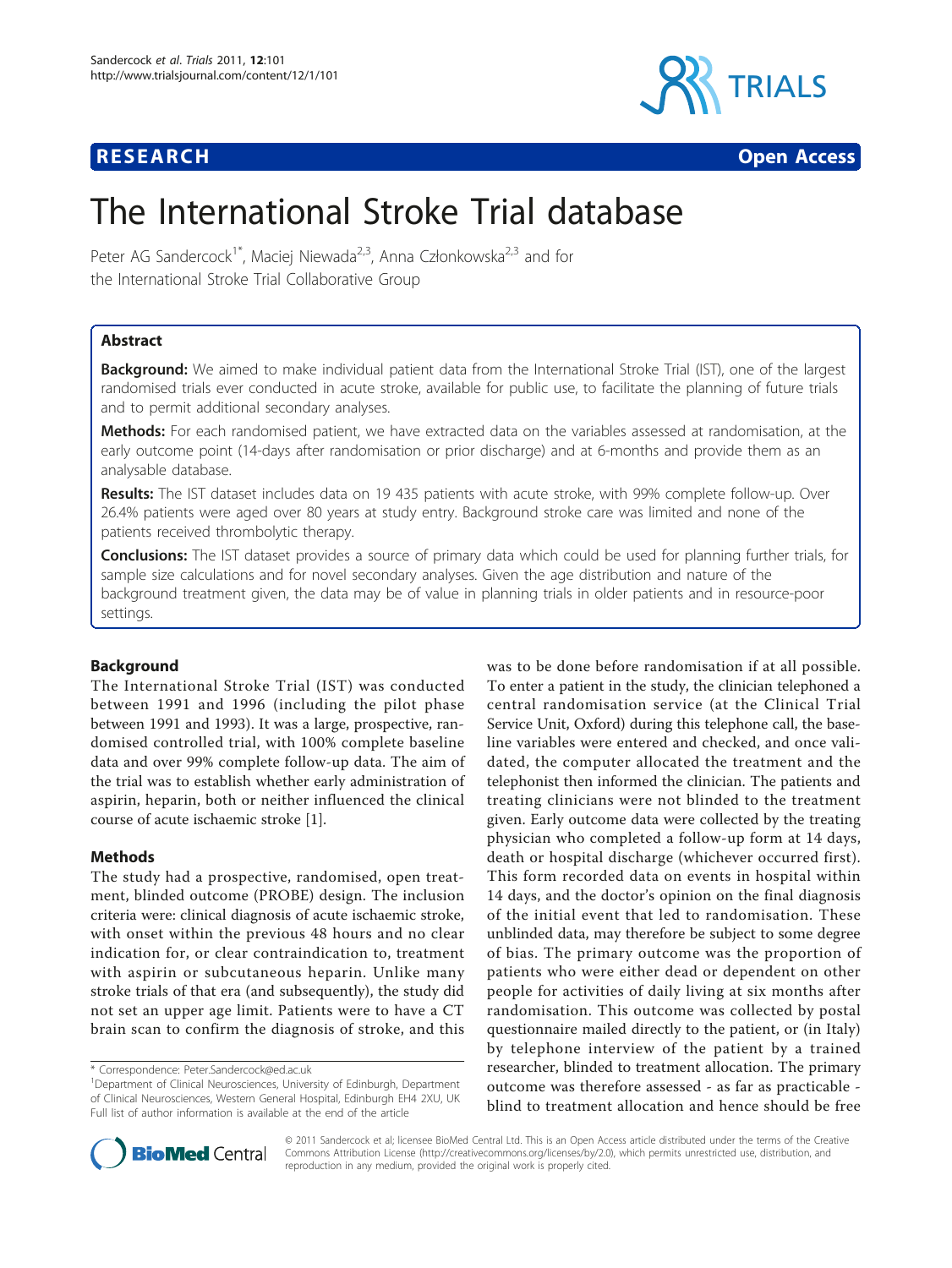# The International Stroke Trial database

Peter AG Sandercock[1*], Maciej Niewada[2,3], Anna Członkowska[2,3] and for the International Stroke Trial Collaborative Group

## Abstract

**Background:** We aimed to make individual patient data from the International Stroke Trial (IST), one of the largest randomised trials ever conducted in acute stroke, available for public use, to facilitate the planning of future trials and to permit additional secondary analyses.

**Methods:** For each randomised patient, we have extracted data on the variables assessed at randomisation, at the early outcome point (14-days after randomisation or prior discharge) and at 6-months and provide them as an analysable database.

**Results:** The IST dataset includes data on 19 435 patients with acute stroke, with 99% complete follow-up. Over 26.4% patients were aged over 80 years at study entry. Background stroke care was limited and none of the patients received thrombolytic therapy.

**Conclusions:** The IST dataset provides a source of primary data which could be used for planning further trials, for sample size calculations and for novel secondary analyses. Given the age distribution and nature of the background treatment given, the data may be of value in planning trials in older patients and in resource-poor settings.

## Background

The International Stroke Trial (IST) was conducted between 1991 and 1996 (including the pilot phase between 1991 and 1993). It was a large, prospective, randomised controlled trial, with 100% complete baseline data and over 99% complete follow-up data. The aim of the trial was to establish whether early administration of aspirin, heparin, both or neither influenced the clinical course of acute ischaemic stroke [1].

## Methods

The study had a prospective, randomised, open treatment, blinded outcome (PROBE) design. The inclusion criteria were: clinical diagnosis of acute ischaemic stroke, with onset within the previous 48 hours and no clear indication for, or clear contraindication to, treatment with aspirin or subcutaneous heparin. Unlike many stroke trials of that era (and subsequently), the study did not set an upper age limit. Patients were to have a CT brain scan to confirm the diagnosis of stroke, and this was to be done before randomisation if at all possible. To enter a patient in the study, the clinician telephoned a central randomisation service (at the Clinical Trial Service Unit, Oxford) during this telephone call, the baseline variables were entered and checked, and once validated, the computer allocated the treatment and the telephonist then informed the clinician. The patients and treating clinicians were not blinded to the treatment given. Early outcome data were collected by the treating physician who completed a follow-up form at 14 days, death or hospital discharge (whichever occurred first). This form recorded data on events in hospital within 14 days, and the doctor's opinion on the final diagnosis of the initial event that led to randomisation. These unblinded data, may therefore be subject to some degree of bias. The primary outcome was the proportion of patients who were either dead or dependent on other people for activities of daily living at six months after randomisation. This outcome was collected by postal questionnaire mailed directly to the patient, or (in Italy) by telephone interview of the patient by a trained researcher, blinded to treatment allocation. The primary outcome was therefore assessed - as far as practicable - blind to treatment allocation and hence should be free

\* Correspondence: Peter.Sandercock@ed.ac.uk

[1]Department of Clinical Neurosciences, University of Edinburgh, Department of Clinical Neurosciences, Western General Hospital, Edinburgh EH4 2XU, UK

Full list of author information is available at the end of the article

© 2011 Sandercock et al; licensee BioMed Central Ltd. This is an Open Access article distributed under the terms of the Creative Commons Attribution License (http://creativecommons.org/licenses/by/2.0), which permits unrestricted use, distribution, and reproduction in any medium, provided the original work is properly cited.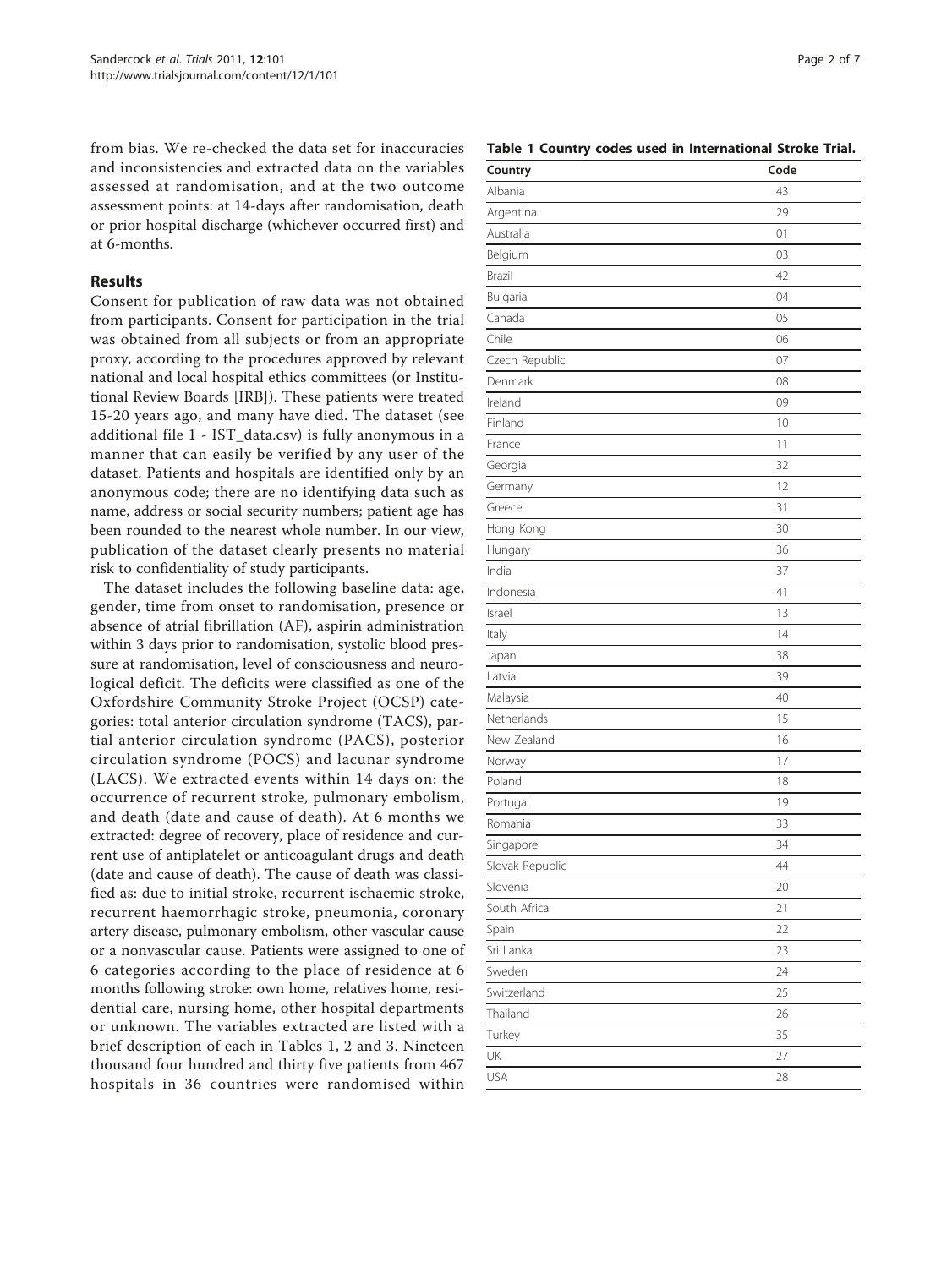from bias. We re-checked the data set for inaccuracies and inconsistencies and extracted data on the variables assessed at randomisation, and at the two outcome assessment points: at 14-days after randomisation, death or prior hospital discharge (whichever occurred first) and at 6-months.

## Results

Consent for publication of raw data was not obtained from participants. Consent for participation in the trial was obtained from all subjects or from an appropriate proxy, according to the procedures approved by relevant national and local hospital ethics committees (or Institutional Review Boards [IRB]). These patients were treated 15-20 years ago, and many have died. The dataset (see additional file 1 - IST_data.csv) is fully anonymous in a manner that can easily be verified by any user of the dataset. Patients and hospitals are identified only by an anonymous code; there are no identifying data such as name, address or social security numbers; patient age has been rounded to the nearest whole number. In our view, publication of the dataset clearly presents no material risk to confidentiality of study participants.

The dataset includes the following baseline data: age, gender, time from onset to randomisation, presence or absence of atrial fibrillation (AF), aspirin administration within 3 days prior to randomisation, systolic blood pressure at randomisation, level of consciousness and neurological deficit. The deficits were classified as one of the Oxfordshire Community Stroke Project (OCSP) categories: total anterior circulation syndrome (TACS), partial anterior circulation syndrome (PACS), posterior circulation syndrome (POCS) and lacunar syndrome (LACS). We extracted events within 14 days on: the occurrence of recurrent stroke, pulmonary embolism, and death (date and cause of death). At 6 months we extracted: degree of recovery, place of residence and current use of antiplatelet or anticoagulant drugs and death (date and cause of death). The cause of death was classified as: due to initial stroke, recurrent ischaemic stroke, recurrent haemorrhagic stroke, pneumonia, coronary artery disease, pulmonary embolism, other vascular cause or a nonvascular cause. Patients were assigned to one of 6 categories according to the place of residence at 6 months following stroke: own home, relatives home, residential care, nursing home, other hospital departments or unknown. The variables extracted are listed with a brief description of each in Tables 1, 2 and 3. Nineteen thousand four hundred and thirty five patients from 467 hospitals in 36 countries were randomised within

**Table 1 Country codes used in International Stroke Trial.**

| Country | Code |
|---|---|
| Albania | 43 |
| Argentina | 29 |
| Australia | 01 |
| Belgium | 03 |
| Brazil | 42 |
| Bulgaria | 04 |
| Canada | 05 |
| Chile | 06 |
| Czech Republic | 07 |
| Denmark | 08 |
| Ireland | 09 |
| Finland | 10 |
| France | 11 |
| Georgia | 32 |
| Germany | 12 |
| Greece | 31 |
| Hong Kong | 30 |
| Hungary | 36 |
| India | 37 |
| Indonesia | 41 |
| Israel | 13 |
| Italy | 14 |
| Japan | 38 |
| Latvia | 39 |
| Malaysia | 40 |
| Netherlands | 15 |
| New Zealand | 16 |
| Norway | 17 |
| Poland | 18 |
| Portugal | 19 |
| Romania | 33 |
| Singapore | 34 |
| Slovak Republic | 44 |
| Slovenia | 20 |
| South Africa | 21 |
| Spain | 22 |
| Sri Lanka | 23 |
| Sweden | 24 |
| Switzerland | 25 |
| Thailand | 26 |
| Turkey | 35 |
| UK | 27 |
| USA | 28 |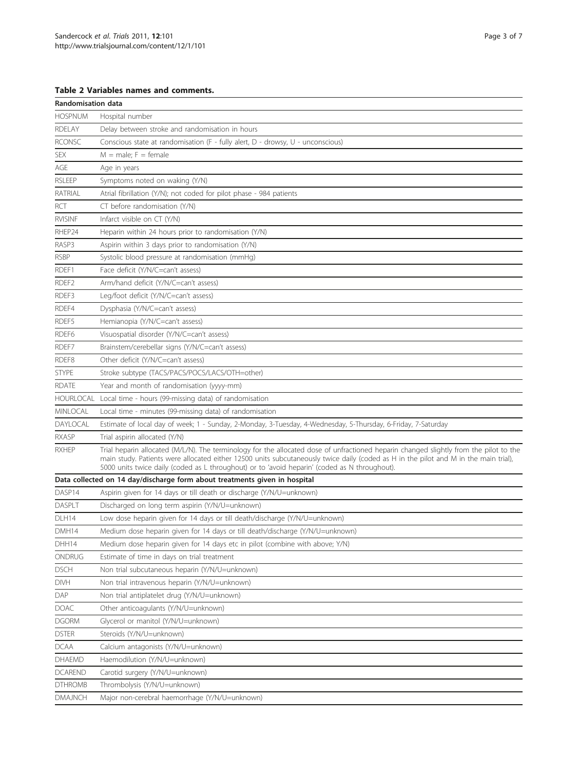**Table 2 Variables names and comments.**

| Randomisation data | |
|---|---|
| HOSPNUM | Hospital number |
| RDELAY | Delay between stroke and randomisation in hours |
| RCONSC | Conscious state at randomisation (F - fully alert, D - drowsy, U - unconscious) |
| SEX | M = male; F = female |
| AGE | Age in years |
| RSLEEP | Symptoms noted on waking (Y/N) |
| RATRIAL | Atrial fibrillation (Y/N); not coded for pilot phase - 984 patients |
| RCT | CT before randomisation (Y/N) |
| RVISINF | Infarct visible on CT (Y/N) |
| RHEP24 | Heparin within 24 hours prior to randomisation (Y/N) |
| RASP3 | Aspirin within 3 days prior to randomisation (Y/N) |
| RSBP | Systolic blood pressure at randomisation (mmHg) |
| RDEF1 | Face deficit (Y/N/C=can't assess) |
| RDEF2 | Arm/hand deficit (Y/N/C=can't assess) |
| RDEF3 | Leg/foot deficit (Y/N/C=can't assess) |
| RDEF4 | Dysphasia (Y/N/C=can't assess) |
| RDEF5 | Hemianopia (Y/N/C=can't assess) |
| RDEF6 | Visuospatial disorder (Y/N/C=can't assess) |
| RDEF7 | Brainstem/cerebellar signs (Y/N/C=can't assess) |
| RDEF8 | Other deficit (Y/N/C=can't assess) |
| STYPE | Stroke subtype (TACS/PACS/POCS/LACS/OTH=other) |
| RDATE | Year and month of randomisation (yyyy-mm) |
| HOURLOCAL | Local time - hours (99-missing data) of randomisation |
| MINLOCAL | Local time - minutes (99-missing data) of randomisation |
| DAYLOCAL | Estimate of local day of week; 1 - Sunday, 2-Monday, 3-Tuesday, 4-Wednesday, 5-Thursday, 6-Friday, 7-Saturday |
| RXASP | Trial aspirin allocated (Y/N) |
| RXHEP | Trial heparin allocated (M/L/N). The terminology for the allocated dose of unfractioned heparin changed slightly from the pilot to the main study. Patients were allocated either 12500 units subcutaneously twice daily (coded as H in the pilot and M in the main trial), 5000 units twice daily (coded as L throughout) or to 'avoid heparin' (coded as N throughout). |
| **Data collected on 14 day/discharge form about treatments given in hospital** | |
| DASP14 | Aspirin given for 14 days or till death or discharge (Y/N/U=unknown) |
| DASPLT | Discharged on long term aspirin (Y/N/U=unknown) |
| DLH14 | Low dose heparin given for 14 days or till death/discharge (Y/N/U=unknown) |
| DMH14 | Medium dose heparin given for 14 days or till death/discharge (Y/N/U=unknown) |
| DHH14 | Medium dose heparin given for 14 days etc in pilot (combine with above; Y/N) |
| ONDRUG | Estimate of time in days on trial treatment |
| DSCH | Non trial subcutaneous heparin (Y/N/U=unknown) |
| DIVH | Non trial intravenous heparin (Y/N/U=unknown) |
| DAP | Non trial antiplatelet drug (Y/N/U=unknown) |
| DOAC | Other anticoagulants (Y/N/U=unknown) |
| DGORM | Glycerol or manitol (Y/N/U=unknown) |
| DSTER | Steroids (Y/N/U=unknown) |
| DCAA | Calcium antagonists (Y/N/U=unknown) |
| DHAEMD | Haemodilution (Y/N/U=unknown) |
| DCAREND | Carotid surgery (Y/N/U=unknown) |
| DTHROMB | Thrombolysis (Y/N/U=unknown) |
| DMAJNCH | Major non-cerebral haemorrhage (Y/N/U=unknown) |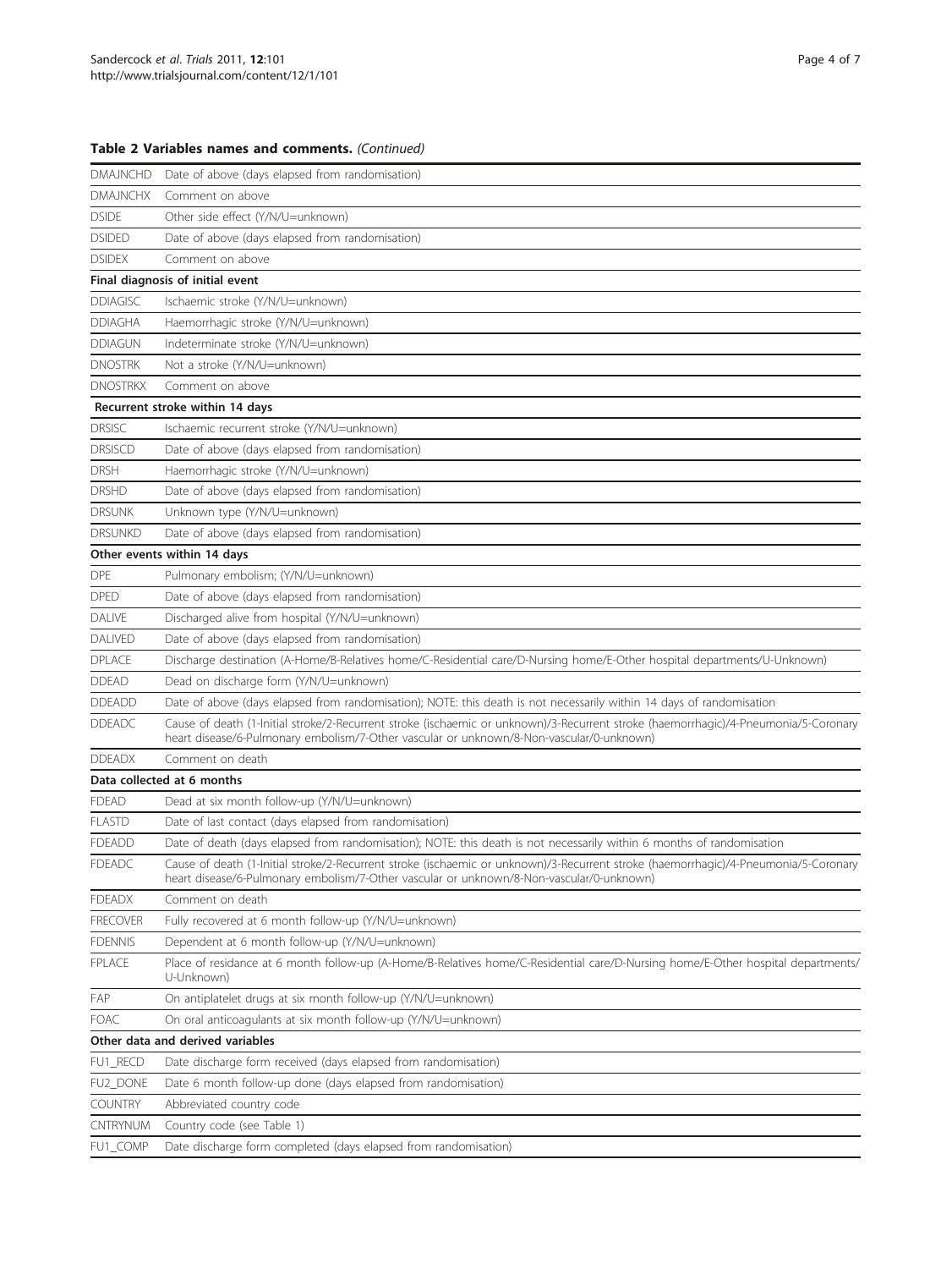**Table 2 Variables names and comments.** *(Continued)*

| | |
|---|---|
| DMAJNCHD | Date of above (days elapsed from randomisation) |
| DMAJNCHX | Comment on above |
| DSIDE | Other side effect (Y/N/U=unknown) |
| DSIDED | Date of above (days elapsed from randomisation) |
| DSIDEX | Comment on above |
| **Final diagnosis of initial event** | |
| DDIAGISC | Ischaemic stroke (Y/N/U=unknown) |
| DDIAGHA | Haemorrhagic stroke (Y/N/U=unknown) |
| DDIAGUN | Indeterminate stroke (Y/N/U=unknown) |
| DNOSTRK | Not a stroke (Y/N/U=unknown) |
| DNOSTRKX | Comment on above |
| **Recurrent stroke within 14 days** | |
| DRSISC | Ischaemic recurrent stroke (Y/N/U=unknown) |
| DRSISCD | Date of above (days elapsed from randomisation) |
| DRSH | Haemorrhagic stroke (Y/N/U=unknown) |
| DRSHD | Date of above (days elapsed from randomisation) |
| DRSUNK | Unknown type (Y/N/U=unknown) |
| DRSUNKD | Date of above (days elapsed from randomisation) |
| **Other events within 14 days** | |
| DPE | Pulmonary embolism; (Y/N/U=unknown) |
| DPED | Date of above (days elapsed from randomisation) |
| DALIVE | Discharged alive from hospital (Y/N/U=unknown) |
| DALIVED | Date of above (days elapsed from randomisation) |
| DPLACE | Discharge destination (A-Home/B-Relatives home/C-Residential care/D-Nursing home/E-Other hospital departments/U-Unknown) |
| DDEAD | Dead on discharge form (Y/N/U=unknown) |
| DDEADD | Date of above (days elapsed from randomisation); NOTE: this death is not necessarily within 14 days of randomisation |
| DDEADC | Cause of death (1-Initial stroke/2-Recurrent stroke (ischaemic or unknown)/3-Recurrent stroke (haemorrhagic)/4-Pneumonia/5-Coronary heart disease/6-Pulmonary embolism/7-Other vascular or unknown/8-Non-vascular/0-unknown) |
| DDEADX | Comment on death |
| **Data collected at 6 months** | |
| FDEAD | Dead at six month follow-up (Y/N/U=unknown) |
| FLASTD | Date of last contact (days elapsed from randomisation) |
| FDEADD | Date of death (days elapsed from randomisation); NOTE: this death is not necessarily within 6 months of randomisation |
| FDEADC | Cause of death (1-Initial stroke/2-Recurrent stroke (ischaemic or unknown)/3-Recurrent stroke (haemorrhagic)/4-Pneumonia/5-Coronary heart disease/6-Pulmonary embolism/7-Other vascular or unknown/8-Non-vascular/0-unknown) |
| FDEADX | Comment on death |
| FRECOVER | Fully recovered at 6 month follow-up (Y/N/U=unknown) |
| FDENNIS | Dependent at 6 month follow-up (Y/N/U=unknown) |
| FPLACE | Place of residance at 6 month follow-up (A-Home/B-Relatives home/C-Residential care/D-Nursing home/E-Other hospital departments/U-Unknown) |
| FAP | On antiplatelet drugs at six month follow-up (Y/N/U=unknown) |
| FOAC | On oral anticoagulants at six month follow-up (Y/N/U=unknown) |
| **Other data and derived variables** | |
| FU1_RECD | Date discharge form received (days elapsed from randomisation) |
| FU2_DONE | Date 6 month follow-up done (days elapsed from randomisation) |
| COUNTRY | Abbreviated country code |
| CNTRYNUM | Country code (see Table 1) |
| FU1_COMP | Date discharge form completed (days elapsed from randomisation) |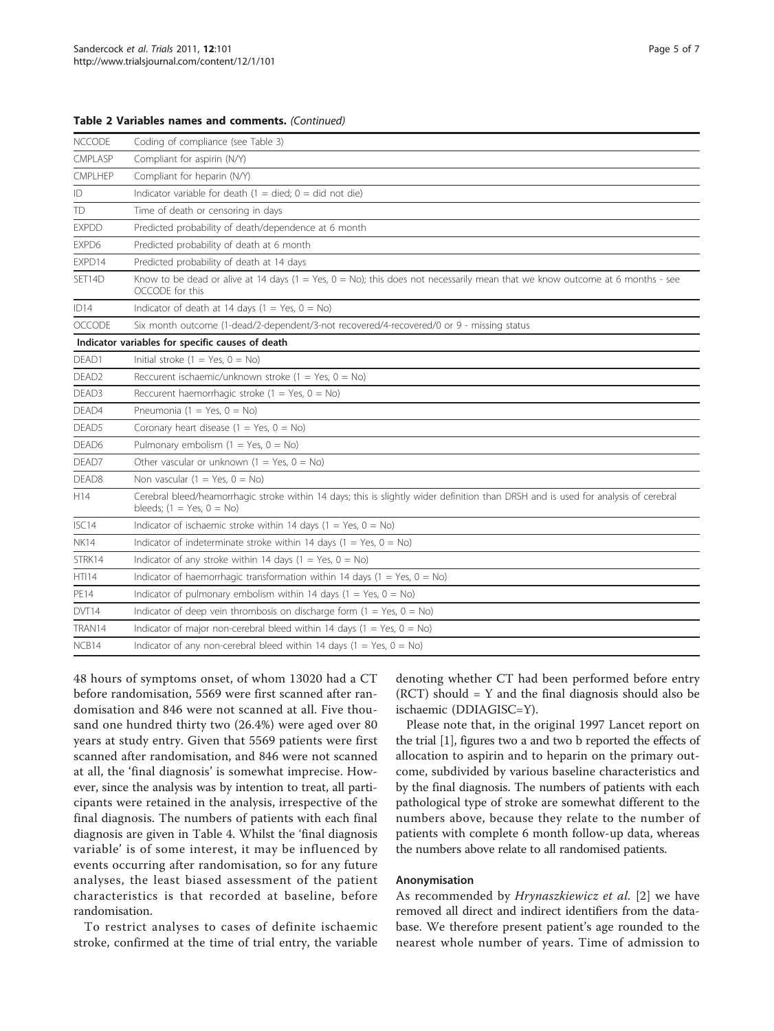**Table 2 Variables names and comments.** *(Continued)*

| | |
|---|---|
| NCCODE | Coding of compliance (see Table 3) |
| CMPLASP | Compliant for aspirin (N/Y) |
| CMPLHEP | Compliant for heparin (N/Y) |
| ID | Indicator variable for death (1 = died; 0 = did not die) |
| TD | Time of death or censoring in days |
| EXPDD | Predicted probability of death/dependence at 6 month |
| EXPD6 | Predicted probability of death at 6 month |
| EXPD14 | Predicted probability of death at 14 days |
| SET14D | Know to be dead or alive at 14 days (1 = Yes, 0 = No); this does not necessarily mean that we know outcome at 6 months - see OCCODE for this |
| ID14 | Indicator of death at 14 days (1 = Yes, 0 = No) |
| OCCODE | Six month outcome (1-dead/2-dependent/3-not recovered/4-recovered/0 or 9 - missing status |
| **Indicator variables for specific causes of death** | |
| DEAD1 | Initial stroke (1 = Yes, 0 = No) |
| DEAD2 | Reccurent ischaemic/unknown stroke (1 = Yes, 0 = No) |
| DEAD3 | Reccurent haemorrhagic stroke (1 = Yes, 0 = No) |
| DEAD4 | Pneumonia (1 = Yes, 0 = No) |
| DEAD5 | Coronary heart disease (1 = Yes, 0 = No) |
| DEAD6 | Pulmonary embolism (1 = Yes, 0 = No) |
| DEAD7 | Other vascular or unknown (1 = Yes, 0 = No) |
| DEAD8 | Non vascular (1 = Yes, 0 = No) |
| H14 | Cerebral bleed/heamorrhagic stroke within 14 days; this is slightly wider definition than DRSH and is used for analysis of cerebral bleeds; (1 = Yes, 0 = No) |
| ISC14 | Indicator of ischaemic stroke within 14 days (1 = Yes, 0 = No) |
| NK14 | Indicator of indeterminate stroke within 14 days (1 = Yes, 0 = No) |
| STRK14 | Indicator of any stroke within 14 days (1 = Yes, 0 = No) |
| HTI14 | Indicator of haemorrhagic transformation within 14 days (1 = Yes, 0 = No) |
| PE14 | Indicator of pulmonary embolism within 14 days (1 = Yes, 0 = No) |
| DVT14 | Indicator of deep vein thrombosis on discharge form (1 = Yes, 0 = No) |
| TRAN14 | Indicator of major non-cerebral bleed within 14 days (1 = Yes, 0 = No) |
| NCB14 | Indicator of any non-cerebral bleed within 14 days (1 = Yes, 0 = No) |

48 hours of symptoms onset, of whom 13020 had a CT before randomisation, 5569 were first scanned after randomisation and 846 were not scanned at all. Five thousand one hundred thirty two (26.4%) were aged over 80 years at study entry. Given that 5569 patients were first scanned after randomisation, and 846 were not scanned at all, the 'final diagnosis' is somewhat imprecise. However, since the analysis was by intention to treat, all participants were retained in the analysis, irrespective of the final diagnosis. The numbers of patients with each final diagnosis are given in Table 4. Whilst the 'final diagnosis variable' is of some interest, it may be influenced by events occurring after randomisation, so for any future analyses, the least biased assessment of the patient characteristics is that recorded at baseline, before randomisation.

To restrict analyses to cases of definite ischaemic stroke, confirmed at the time of trial entry, the variable denoting whether CT had been performed before entry (RCT) should = Y and the final diagnosis should also be ischaemic (DDIAGISC=Y).

Please note that, in the original 1997 Lancet report on the trial [1], figures two a and two b reported the effects of allocation to aspirin and to heparin on the primary outcome, subdivided by various baseline characteristics and by the final diagnosis. The numbers of patients with each pathological type of stroke are somewhat different to the numbers above, because they relate to the number of patients with complete 6 month follow-up data, whereas the numbers above relate to all randomised patients.

### Anonymisation

As recommended by *Hrynaszkiewicz et al.* [2] we have removed all direct and indirect identifiers from the database. We therefore present patient's age rounded to the nearest whole number of years. Time of admission to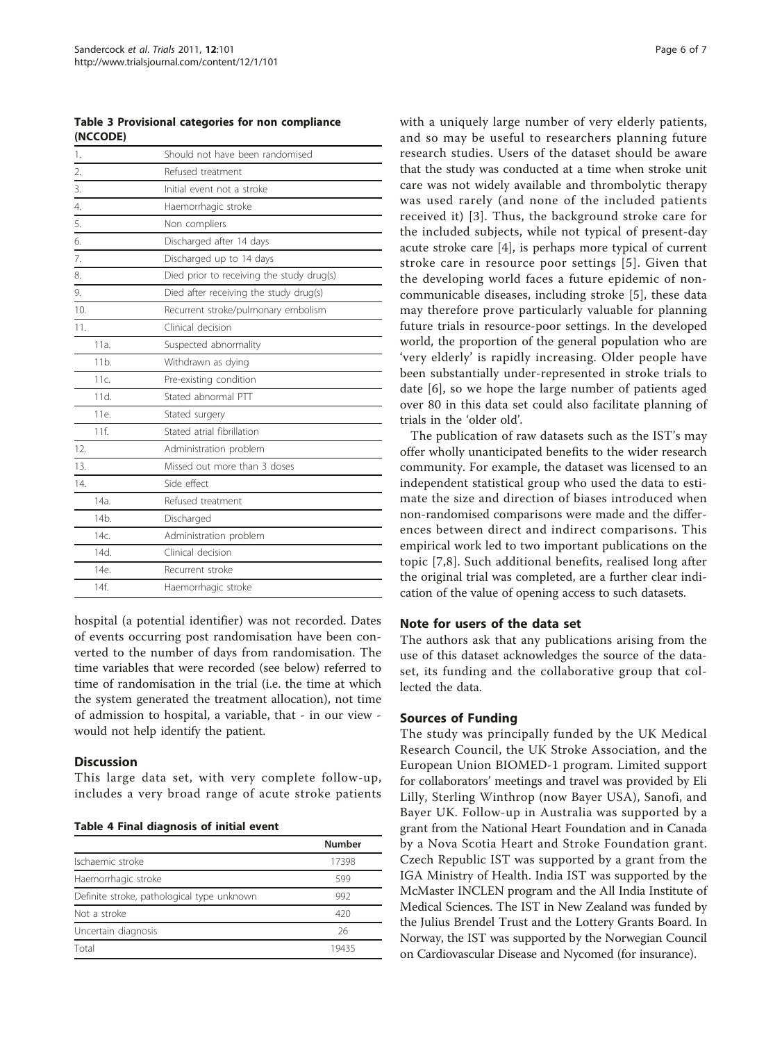**Table 3 Provisional categories for non compliance (NCCODE)**

| | |
|---|---|
| 1. | Should not have been randomised |
| 2. | Refused treatment |
| 3. | Initial event not a stroke |
| 4. | Haemorrhagic stroke |
| 5. | Non compliers |
| 6. | Discharged after 14 days |
| 7. | Discharged up to 14 days |
| 8. | Died prior to receiving the study drug(s) |
| 9. | Died after receiving the study drug(s) |
| 10. | Recurrent stroke/pulmonary embolism |
| 11. | Clinical decision |
| 11a. | Suspected abnormality |
| 11b. | Withdrawn as dying |
| 11c. | Pre-existing condition |
| 11d. | Stated abnormal PTT |
| 11e. | Stated surgery |
| 11f. | Stated atrial fibrillation |
| 12. | Administration problem |
| 13. | Missed out more than 3 doses |
| 14. | Side effect |
| 14a. | Refused treatment |
| 14b. | Discharged |
| 14c. | Administration problem |
| 14d. | Clinical decision |
| 14e. | Recurrent stroke |
| 14f. | Haemorrhagic stroke |

hospital (a potential identifier) was not recorded. Dates of events occurring post randomisation have been converted to the number of days from randomisation. The time variables that were recorded (see below) referred to time of randomisation in the trial (i.e. the time at which the system generated the treatment allocation), not time of admission to hospital, a variable, that - in our view - would not help identify the patient.

## Discussion

This large data set, with very complete follow-up, includes a very broad range of acute stroke patients with a uniquely large number of very elderly patients, and so may be useful to researchers planning future research studies. Users of the dataset should be aware that the study was conducted at a time when stroke unit care was not widely available and thrombolytic therapy was used rarely (and none of the included patients received it) [3]. Thus, the background stroke care for the included subjects, while not typical of present-day acute stroke care [4], is perhaps more typical of current stroke care in resource poor settings [5]. Given that the developing world faces a future epidemic of non-communicable diseases, including stroke [5], these data may therefore prove particularly valuable for planning future trials in resource-poor settings. In the developed world, the proportion of the general population who are 'very elderly' is rapidly increasing. Older people have been substantially under-represented in stroke trials to date [6], so we hope the large number of patients aged over 80 in this data set could also facilitate planning of trials in the 'older old'.

The publication of raw datasets such as the IST's may offer wholly unanticipated benefits to the wider research community. For example, the dataset was licensed to an independent statistical group who used the data to estimate the size and direction of biases introduced when non-randomised comparisons were made and the differences between direct and indirect comparisons. This empirical work led to two important publications on the topic [7,8]. Such additional benefits, realised long after the original trial was completed, are a further clear indication of the value of opening access to such datasets.

**Table 4 Final diagnosis of initial event**

| | Number |
|---|---|
| Ischaemic stroke | 17398 |
| Haemorrhagic stroke | 599 |
| Definite stroke, pathological type unknown | 992 |
| Not a stroke | 420 |
| Uncertain diagnosis | 26 |
| Total | 19435 |

## Note for users of the data set

The authors ask that any publications arising from the use of this dataset acknowledges the source of the dataset, its funding and the collaborative group that collected the data.

## Sources of Funding

The study was principally funded by the UK Medical Research Council, the UK Stroke Association, and the European Union BIOMED-1 program. Limited support for collaborators' meetings and travel was provided by Eli Lilly, Sterling Winthrop (now Bayer USA), Sanofi, and Bayer UK. Follow-up in Australia was supported by a grant from the National Heart Foundation and in Canada by a Nova Scotia Heart and Stroke Foundation grant. Czech Republic IST was supported by a grant from the IGA Ministry of Health. India IST was supported by the McMaster INCLEN program and the All India Institute of Medical Sciences. The IST in New Zealand was funded by the Julius Brendel Trust and the Lottery Grants Board. In Norway, the IST was supported by the Norwegian Council on Cardiovascular Disease and Nycomed (for insurance).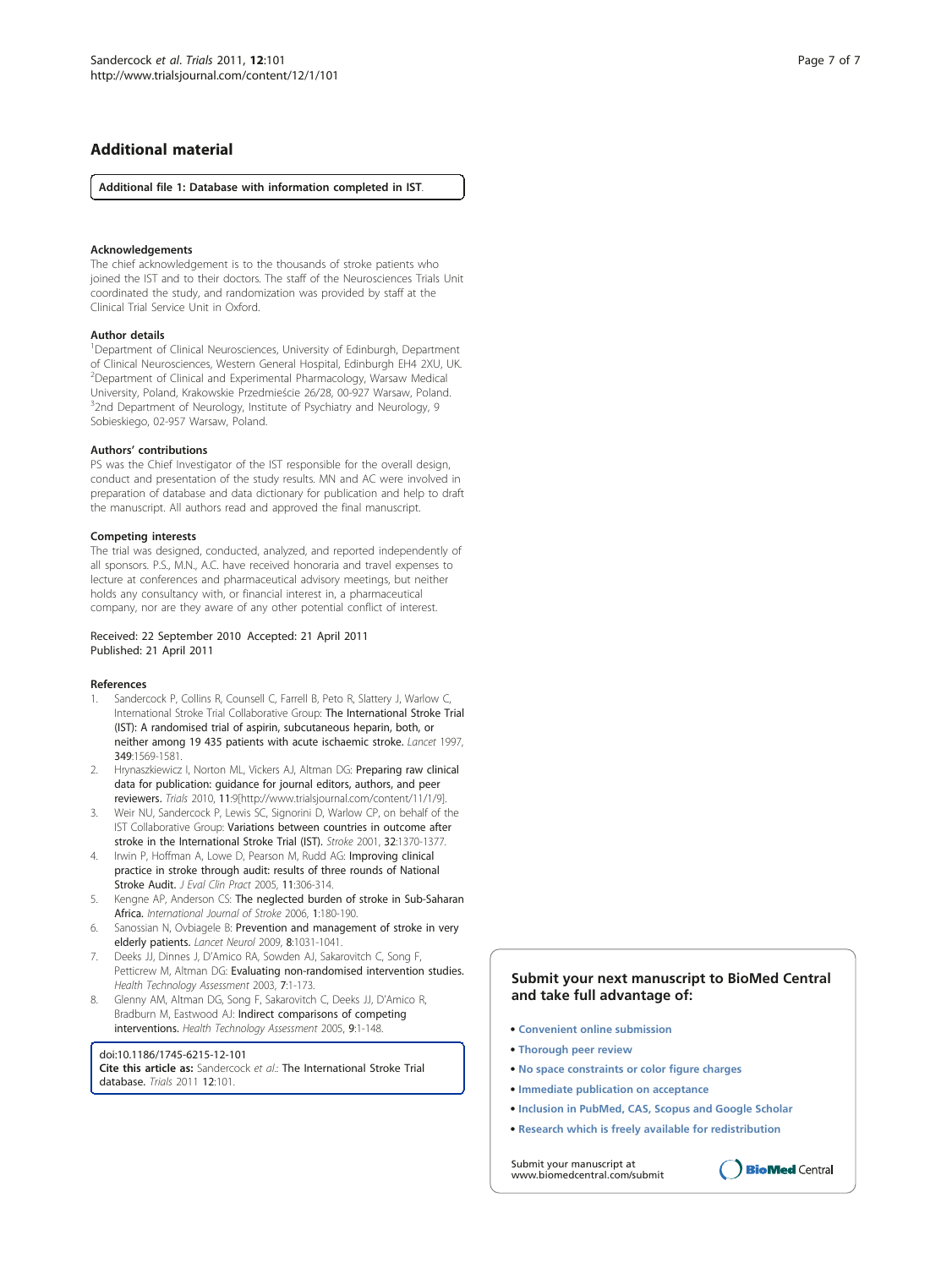## Additional material

**Additional file 1: Database with information completed in IST.**

### Acknowledgements

The chief acknowledgement is to the thousands of stroke patients who joined the IST and to their doctors. The staff of the Neurosciences Trials Unit coordinated the study, and randomization was provided by staff at the Clinical Trial Service Unit in Oxford.

### Author details

[1]Department of Clinical Neurosciences, University of Edinburgh, Department of Clinical Neurosciences, Western General Hospital, Edinburgh EH4 2XU, UK. [2]Department of Clinical and Experimental Pharmacology, Warsaw Medical University, Poland, Krakowskie Przedmieście 26/28, 00-927 Warsaw, Poland. [3]2nd Department of Neurology, Institute of Psychiatry and Neurology, 9 Sobieskiego, 02-957 Warsaw, Poland.

### Authors' contributions

PS was the Chief Investigator of the IST responsible for the overall design, conduct and presentation of the study results. MN and AC were involved in preparation of database and data dictionary for publication and help to draft the manuscript. All authors read and approved the final manuscript.

### Competing interests

The trial was designed, conducted, analyzed, and reported independently of all sponsors. P.S., M.N., A.C. have received honoraria and travel expenses to lecture at conferences and pharmaceutical advisory meetings, but neither holds any consultancy with, or financial interest in, a pharmaceutical company, nor are they aware of any other potential conflict of interest.

Received: 22 September 2010 Accepted: 21 April 2011
Published: 21 April 2011

### References

1. Sandercock P, Collins R, Counsell C, Farrell B, Peto R, Slattery J, Warlow C, International Stroke Trial Collaborative Group: **The International Stroke Trial (IST): A randomised trial of aspirin, subcutaneous heparin, both, or neither among 19 435 patients with acute ischaemic stroke.** *Lancet* 1997, **349**:1569-1581.
2. Hrynaszkiewicz I, Norton ML, Vickers AJ, Altman DG: **Preparing raw clinical data for publication: guidance for journal editors, authors, and peer reviewers.** *Trials* 2010, **11**:9[http://www.trialsjournal.com/content/11/1/9].
3. Weir NU, Sandercock P, Lewis SC, Signorini D, Warlow CP, on behalf of the IST Collaborative Group: **Variations between countries in outcome after stroke in the International Stroke Trial (IST).** *Stroke* 2001, **32**:1370-1377.
4. Irwin P, Hoffman A, Lowe D, Pearson M, Rudd AG: **Improving clinical practice in stroke through audit: results of three rounds of National Stroke Audit.** *J Eval Clin Pract* 2005, **11**:306-314.
5. Kengne AP, Anderson CS: **The neglected burden of stroke in Sub-Saharan Africa.** *International Journal of Stroke* 2006, **1**:180-190.
6. Sanossian N, Ovbiagele B: **Prevention and management of stroke in very elderly patients.** *Lancet Neurol* 2009, **8**:1031-1041.
7. Deeks JJ, Dinnes J, D'Amico RA, Sowden AJ, Sakarovitch C, Song F, Petticrew M, Altman DG: **Evaluating non-randomised intervention studies.** *Health Technology Assessment* 2003, **7**:1-173.
8. Glenny AM, Altman DG, Song F, Sakarovitch C, Deeks JJ, D'Amico R, Bradburn M, Eastwood AJ: **Indirect comparisons of competing interventions.** *Health Technology Assessment* 2005, **9**:1-148.

doi:10.1186/1745-6215-12-101
**Cite this article as:** Sandercock *et al.*: The International Stroke Trial database. *Trials* 2011 **12**:101.

**Submit your next manuscript to BioMed Central and take full advantage of:**

- **Convenient online submission**
- **Thorough peer review**
- **No space constraints or color figure charges**
- **Immediate publication on acceptance**
- **Inclusion in PubMed, CAS, Scopus and Google Scholar**
- **Research which is freely available for redistribution**

Submit your manuscript at
www.biomedcentral.com/submit

BioMed Central